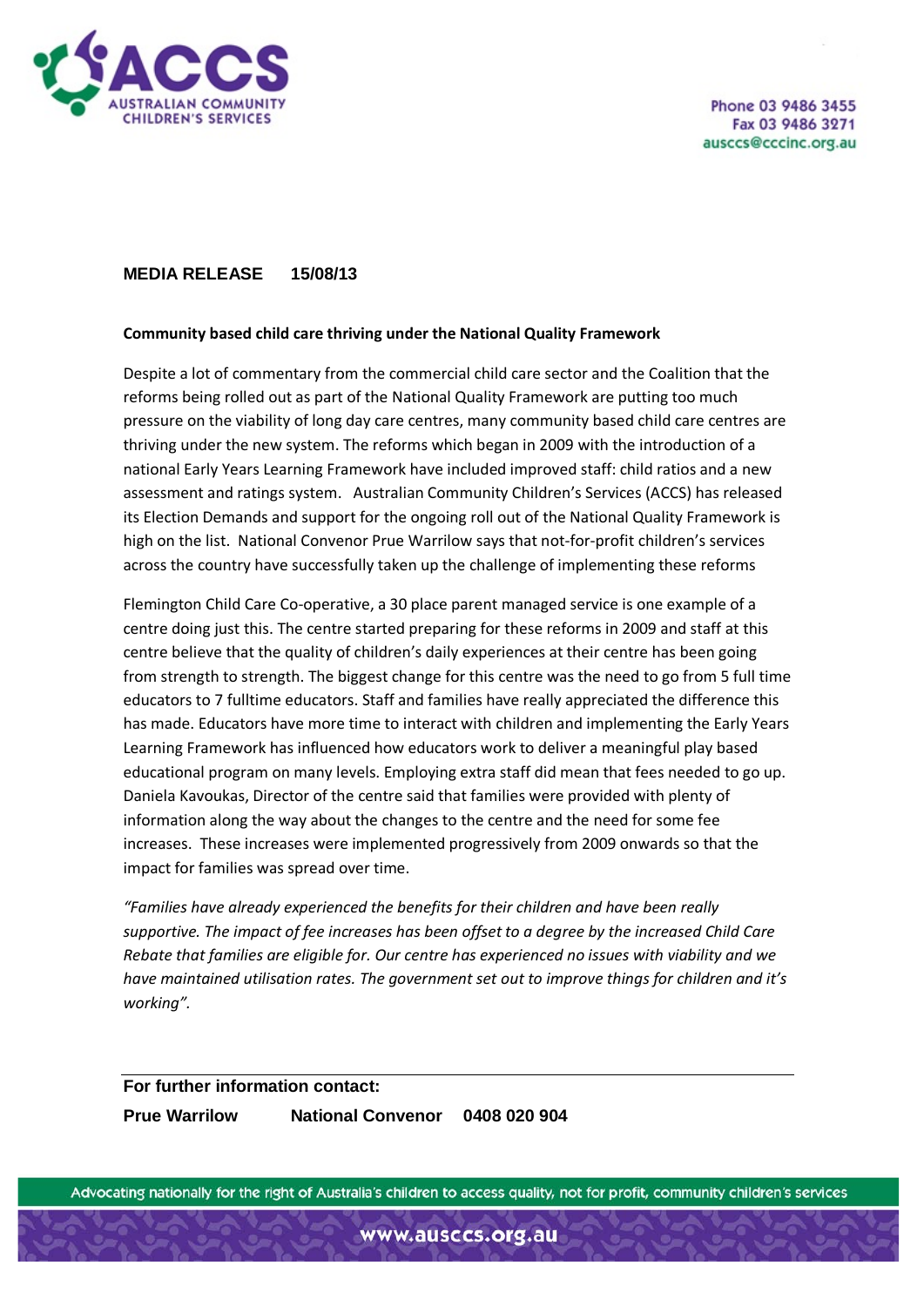ACCS
AUSTRALIAN COMMUNITY CHILDREN'S SERVICES

Phone 03 9486 3455
Fax 03 9486 3271
ausccs@cccinc.org.au

**MEDIA RELEASE 15/08/13**

**Community based child care thriving under the National Quality Framework**

Despite a lot of commentary from the commercial child care sector and the Coalition that the reforms being rolled out as part of the National Quality Framework are putting too much pressure on the viability of long day care centres, many community based child care centres are thriving under the new system. The reforms which began in 2009 with the introduction of a national Early Years Learning Framework have included improved staff: child ratios and a new assessment and ratings system. Australian Community Children's Services (ACCS) has released its Election Demands and support for the ongoing roll out of the National Quality Framework is high on the list. National Convenor Prue Warrilow says that not-for-profit children's services across the country have successfully taken up the challenge of implementing these reforms

Flemington Child Care Co-operative, a 30 place parent managed service is one example of a centre doing just this. The centre started preparing for these reforms in 2009 and staff at this centre believe that the quality of children's daily experiences at their centre has been going from strength to strength. The biggest change for this centre was the need to go from 5 full time educators to 7 fulltime educators. Staff and families have really appreciated the difference this has made. Educators have more time to interact with children and implementing the Early Years Learning Framework has influenced how educators work to deliver a meaningful play based educational program on many levels. Employing extra staff did mean that fees needed to go up. Daniela Kavoukas, Director of the centre said that families were provided with plenty of information along the way about the changes to the centre and the need for some fee increases. These increases were implemented progressively from 2009 onwards so that the impact for families was spread over time.

*"Families have already experienced the benefits for their children and have been really supportive. The impact of fee increases has been offset to a degree by the increased Child Care Rebate that families are eligible for. Our centre has experienced no issues with viability and we have maintained utilisation rates. The government set out to improve things for children and it's working".*

---

**For further information contact:**

**Prue Warrilow National Convenor 0408 020 904**

Advocating nationally for the right of Australia's children to access quality, not for profit, community children's services

www.ausccs.org.au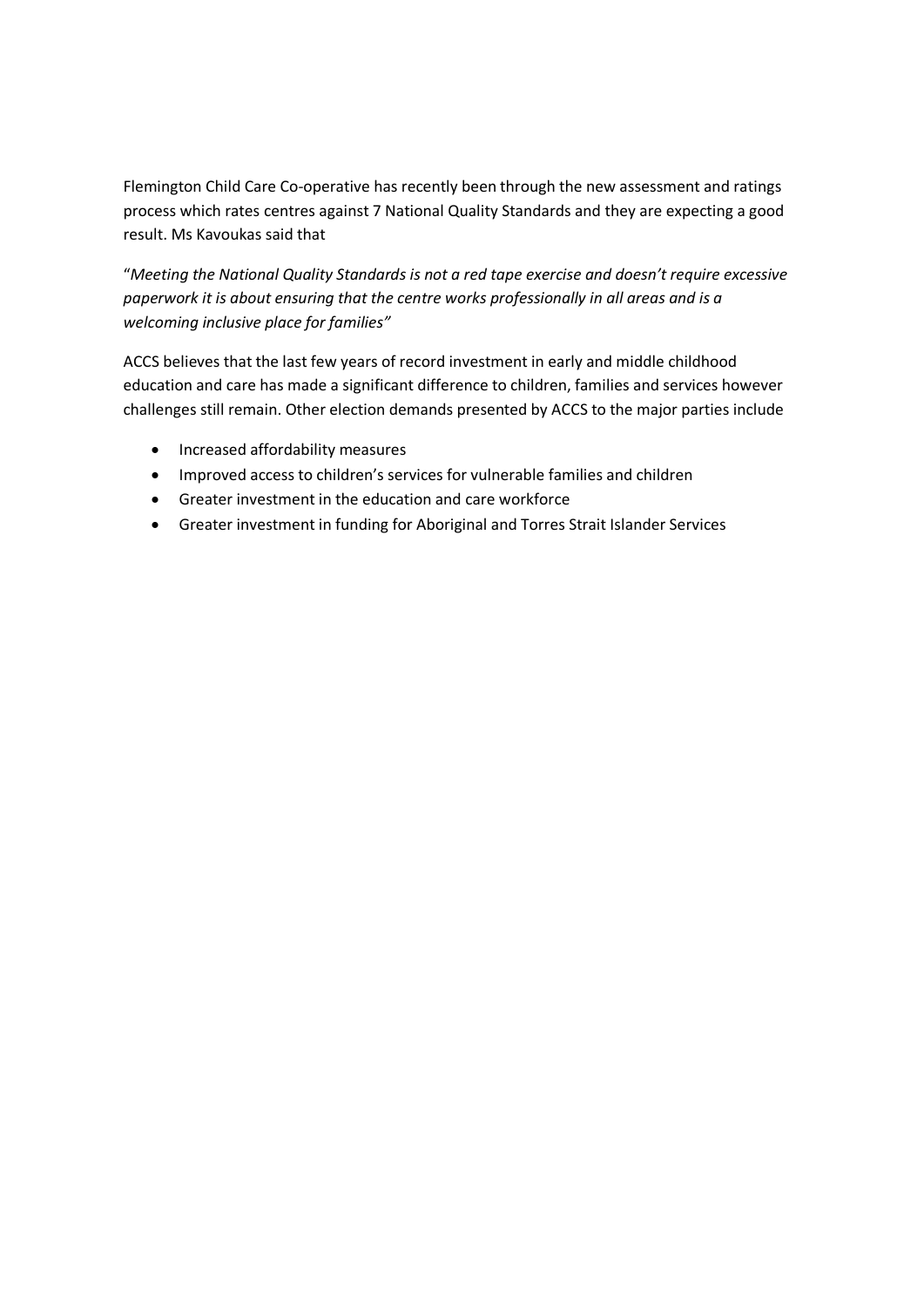Flemington Child Care Co-operative has recently been through the new assessment and ratings process which rates centres against 7 National Quality Standards and they are expecting a good result. Ms Kavoukas said that

"*Meeting the National Quality Standards is not a red tape exercise and doesn't require excessive paperwork it is about ensuring that the centre works professionally in all areas and is a welcoming inclusive place for families"*

ACCS believes that the last few years of record investment in early and middle childhood education and care has made a significant difference to children, families and services however challenges still remain. Other election demands presented by ACCS to the major parties include

- Increased affordability measures
- Improved access to children's services for vulnerable families and children
- Greater investment in the education and care workforce
- Greater investment in funding for Aboriginal and Torres Strait Islander Services